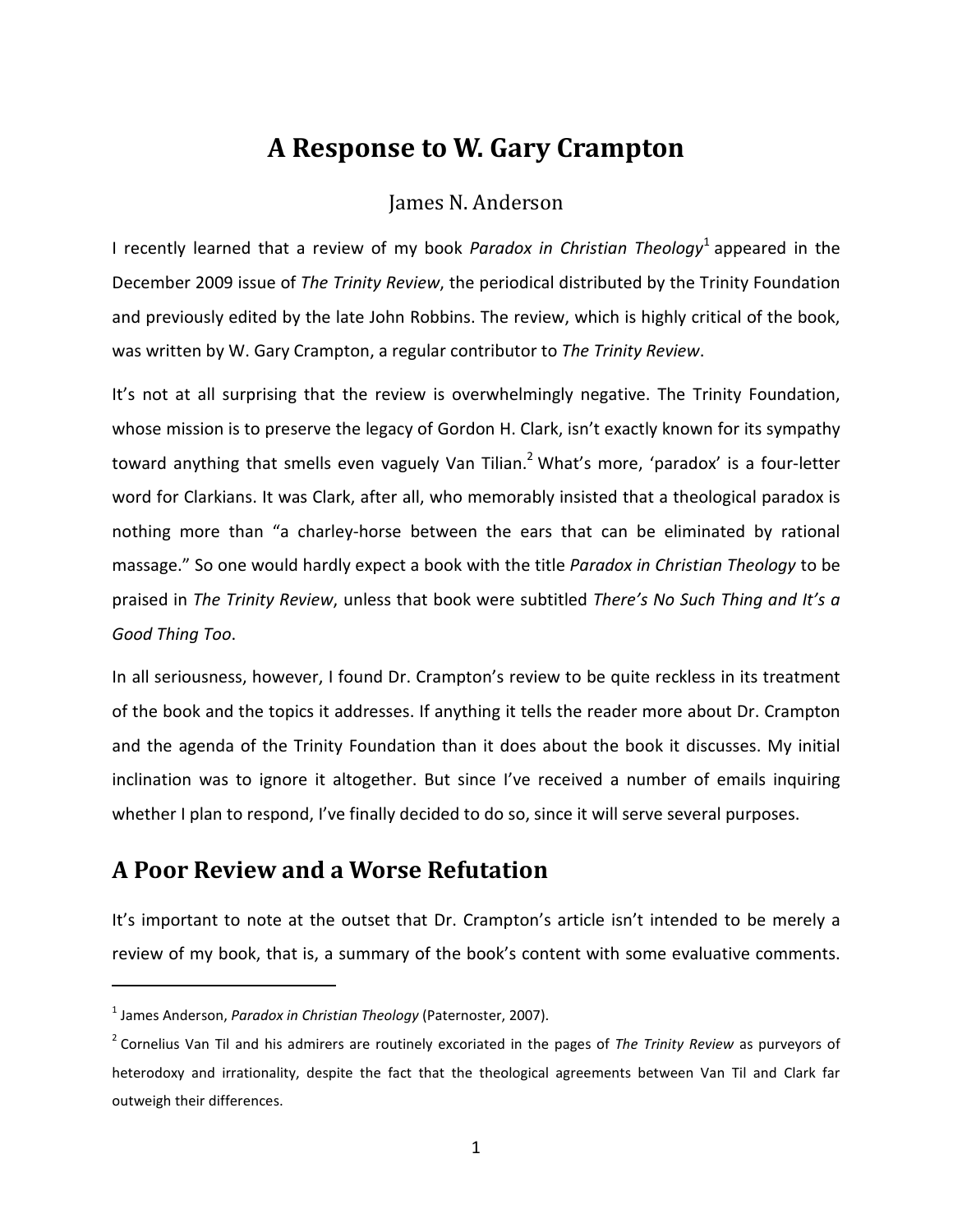# A Response to W. Gary Crampton

James N. Anderson

I recently learned that a review of my book *Paradox in Christian Theology*[1] appeared in the December 2009 issue of *The Trinity Review*, the periodical distributed by the Trinity Foundation and previously edited by the late John Robbins. The review, which is highly critical of the book, was written by W. Gary Crampton, a regular contributor to *The Trinity Review*.

It's not at all surprising that the review is overwhelmingly negative. The Trinity Foundation, whose mission is to preserve the legacy of Gordon H. Clark, isn't exactly known for its sympathy toward anything that smells even vaguely Van Tilian.[2] What's more, 'paradox' is a four-letter word for Clarkians. It was Clark, after all, who memorably insisted that a theological paradox is nothing more than "a charley-horse between the ears that can be eliminated by rational massage." So one would hardly expect a book with the title *Paradox in Christian Theology* to be praised in *The Trinity Review*, unless that book were subtitled *There's No Such Thing and It's a Good Thing Too*.

In all seriousness, however, I found Dr. Crampton's review to be quite reckless in its treatment of the book and the topics it addresses. If anything it tells the reader more about Dr. Crampton and the agenda of the Trinity Foundation than it does about the book it discusses. My initial inclination was to ignore it altogether. But since I've received a number of emails inquiring whether I plan to respond, I've finally decided to do so, since it will serve several purposes.

## A Poor Review and a Worse Refutation

It's important to note at the outset that Dr. Crampton's article isn't intended to be merely a review of my book, that is, a summary of the book's content with some evaluative comments.

---

[1] James Anderson, *Paradox in Christian Theology* (Paternoster, 2007).

[2] Cornelius Van Til and his admirers are routinely excoriated in the pages of *The Trinity Review* as purveyors of heterodoxy and irrationality, despite the fact that the theological agreements between Van Til and Clark far outweigh their differences.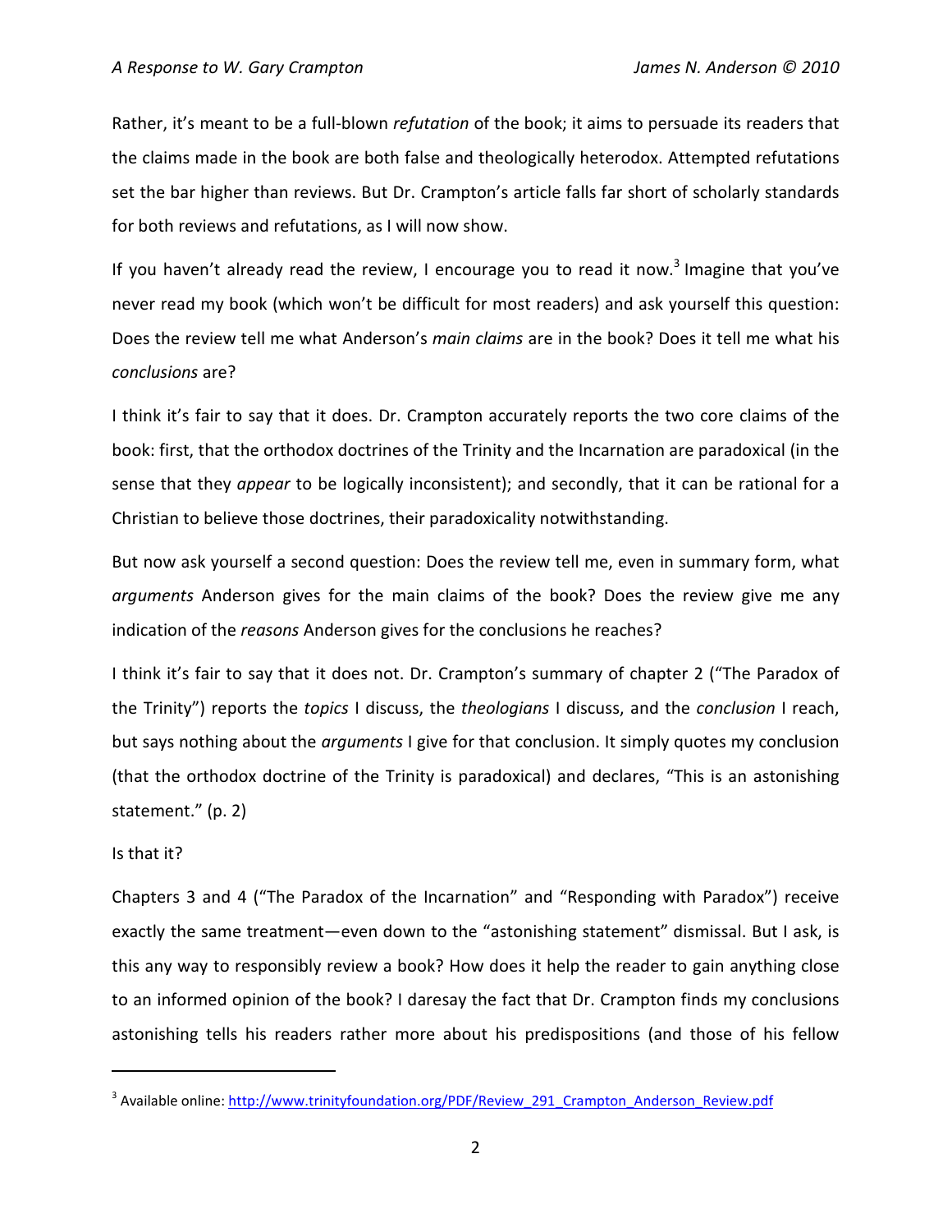Rather, it's meant to be a full-blown *refutation* of the book; it aims to persuade its readers that the claims made in the book are both false and theologically heterodox. Attempted refutations set the bar higher than reviews. But Dr. Crampton's article falls far short of scholarly standards for both reviews and refutations, as I will now show.

If you haven't already read the review, I encourage you to read it now.[3] Imagine that you've never read my book (which won't be difficult for most readers) and ask yourself this question: Does the review tell me what Anderson's *main claims* are in the book? Does it tell me what his *conclusions* are?

I think it's fair to say that it does. Dr. Crampton accurately reports the two core claims of the book: first, that the orthodox doctrines of the Trinity and the Incarnation are paradoxical (in the sense that they *appear* to be logically inconsistent); and secondly, that it can be rational for a Christian to believe those doctrines, their paradoxicality notwithstanding.

But now ask yourself a second question: Does the review tell me, even in summary form, what *arguments* Anderson gives for the main claims of the book? Does the review give me any indication of the *reasons* Anderson gives for the conclusions he reaches?

I think it's fair to say that it does not. Dr. Crampton's summary of chapter 2 ("The Paradox of the Trinity") reports the *topics* I discuss, the *theologians* I discuss, and the *conclusion* I reach, but says nothing about the *arguments* I give for that conclusion. It simply quotes my conclusion (that the orthodox doctrine of the Trinity is paradoxical) and declares, "This is an astonishing statement." (p. 2)

Is that it?

Chapters 3 and 4 ("The Paradox of the Incarnation" and "Responding with Paradox") receive exactly the same treatment—even down to the "astonishing statement" dismissal. But I ask, is this any way to responsibly review a book? How does it help the reader to gain anything close to an informed opinion of the book? I daresay the fact that Dr. Crampton finds my conclusions astonishing tells his readers rather more about his predispositions (and those of his fellow

[3] Available online: http://www.trinityfoundation.org/PDF/Review_291_Crampton_Anderson_Review.pdf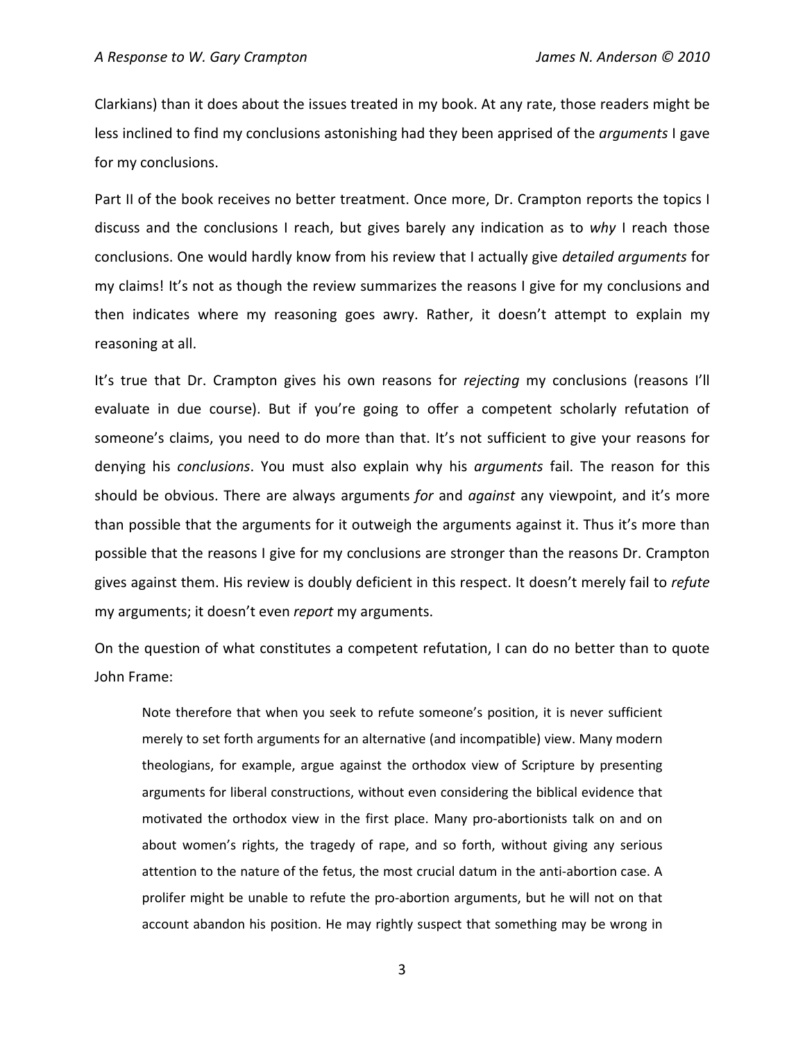Clarkians) than it does about the issues treated in my book. At any rate, those readers might be less inclined to find my conclusions astonishing had they been apprised of the *arguments* I gave for my conclusions.

Part II of the book receives no better treatment. Once more, Dr. Crampton reports the topics I discuss and the conclusions I reach, but gives barely any indication as to *why* I reach those conclusions. One would hardly know from his review that I actually give *detailed arguments* for my claims! It's not as though the review summarizes the reasons I give for my conclusions and then indicates where my reasoning goes awry. Rather, it doesn't attempt to explain my reasoning at all.

It's true that Dr. Crampton gives his own reasons for *rejecting* my conclusions (reasons I'll evaluate in due course). But if you're going to offer a competent scholarly refutation of someone's claims, you need to do more than that. It's not sufficient to give your reasons for denying his *conclusions*. You must also explain why his *arguments* fail. The reason for this should be obvious. There are always arguments *for* and *against* any viewpoint, and it's more than possible that the arguments for it outweigh the arguments against it. Thus it's more than possible that the reasons I give for my conclusions are stronger than the reasons Dr. Crampton gives against them. His review is doubly deficient in this respect. It doesn't merely fail to *refute* my arguments; it doesn't even *report* my arguments.

On the question of what constitutes a competent refutation, I can do no better than to quote John Frame:

> Note therefore that when you seek to refute someone's position, it is never sufficient merely to set forth arguments for an alternative (and incompatible) view. Many modern theologians, for example, argue against the orthodox view of Scripture by presenting arguments for liberal constructions, without even considering the biblical evidence that motivated the orthodox view in the first place. Many pro-abortionists talk on and on about women's rights, the tragedy of rape, and so forth, without giving any serious attention to the nature of the fetus, the most crucial datum in the anti-abortion case. A prolifer might be unable to refute the pro-abortion arguments, but he will not on that account abandon his position. He may rightly suspect that something may be wrong in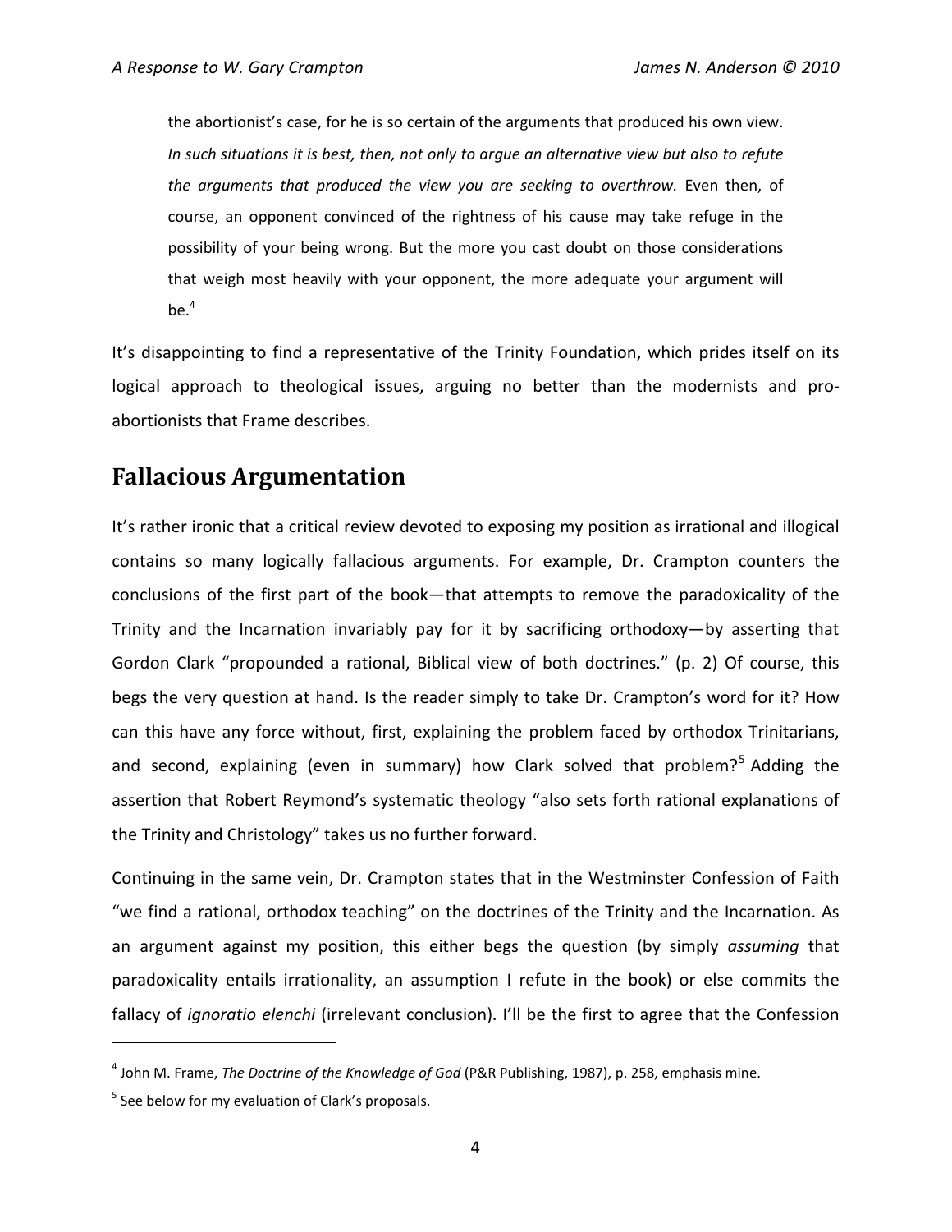> the abortionist's case, for he is so certain of the arguments that produced his own view. *In such situations it is best, then, not only to argue an alternative view but also to refute the arguments that produced the view you are seeking to overthrow.* Even then, of course, an opponent convinced of the rightness of his cause may take refuge in the possibility of your being wrong. But the more you cast doubt on those considerations that weigh most heavily with your opponent, the more adequate your argument will be.[4]

It's disappointing to find a representative of the Trinity Foundation, which prides itself on its logical approach to theological issues, arguing no better than the modernists and pro-abortionists that Frame describes.

## Fallacious Argumentation

It's rather ironic that a critical review devoted to exposing my position as irrational and illogical contains so many logically fallacious arguments. For example, Dr. Crampton counters the conclusions of the first part of the book—that attempts to remove the paradoxicality of the Trinity and the Incarnation invariably pay for it by sacrificing orthodoxy—by asserting that Gordon Clark "propounded a rational, Biblical view of both doctrines." (p. 2) Of course, this begs the very question at hand. Is the reader simply to take Dr. Crampton's word for it? How can this have any force without, first, explaining the problem faced by orthodox Trinitarians, and second, explaining (even in summary) how Clark solved that problem?[5] Adding the assertion that Robert Reymond's systematic theology "also sets forth rational explanations of the Trinity and Christology" takes us no further forward.

Continuing in the same vein, Dr. Crampton states that in the Westminster Confession of Faith "we find a rational, orthodox teaching" on the doctrines of the Trinity and the Incarnation. As an argument against my position, this either begs the question (by simply *assuming* that paradoxicality entails irrationality, an assumption I refute in the book) or else commits the fallacy of *ignoratio elenchi* (irrelevant conclusion). I'll be the first to agree that the Confession

[4] John M. Frame, *The Doctrine of the Knowledge of God* (P&R Publishing, 1987), p. 258, emphasis mine.

[5] See below for my evaluation of Clark's proposals.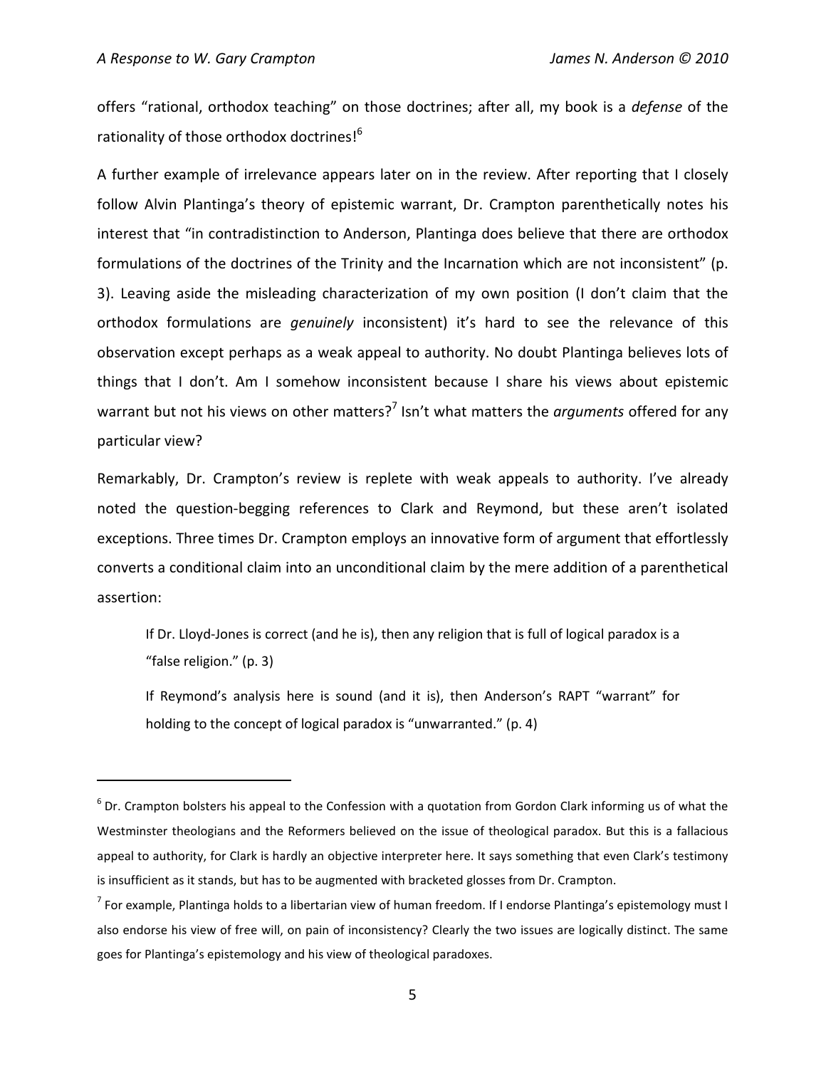offers "rational, orthodox teaching" on those doctrines; after all, my book is a *defense* of the rationality of those orthodox doctrines![6]

A further example of irrelevance appears later on in the review. After reporting that I closely follow Alvin Plantinga's theory of epistemic warrant, Dr. Crampton parenthetically notes his interest that "in contradistinction to Anderson, Plantinga does believe that there are orthodox formulations of the doctrines of the Trinity and the Incarnation which are not inconsistent" (p. 3). Leaving aside the misleading characterization of my own position (I don't claim that the orthodox formulations are *genuinely* inconsistent) it's hard to see the relevance of this observation except perhaps as a weak appeal to authority. No doubt Plantinga believes lots of things that I don't. Am I somehow inconsistent because I share his views about epistemic warrant but not his views on other matters?[7] Isn't what matters the *arguments* offered for any particular view?

Remarkably, Dr. Crampton's review is replete with weak appeals to authority. I've already noted the question-begging references to Clark and Reymond, but these aren't isolated exceptions. Three times Dr. Crampton employs an innovative form of argument that effortlessly converts a conditional claim into an unconditional claim by the mere addition of a parenthetical assertion:

> If Dr. Lloyd-Jones is correct (and he is), then any religion that is full of logical paradox is a "false religion." (p. 3)
>
> If Reymond's analysis here is sound (and it is), then Anderson's RAPT "warrant" for holding to the concept of logical paradox is "unwarranted." (p. 4)

---

[6] Dr. Crampton bolsters his appeal to the Confession with a quotation from Gordon Clark informing us of what the Westminster theologians and the Reformers believed on the issue of theological paradox. But this is a fallacious appeal to authority, for Clark is hardly an objective interpreter here. It says something that even Clark's testimony is insufficient as it stands, but has to be augmented with bracketed glosses from Dr. Crampton.

[7] For example, Plantinga holds to a libertarian view of human freedom. If I endorse Plantinga's epistemology must I also endorse his view of free will, on pain of inconsistency? Clearly the two issues are logically distinct. The same goes for Plantinga's epistemology and his view of theological paradoxes.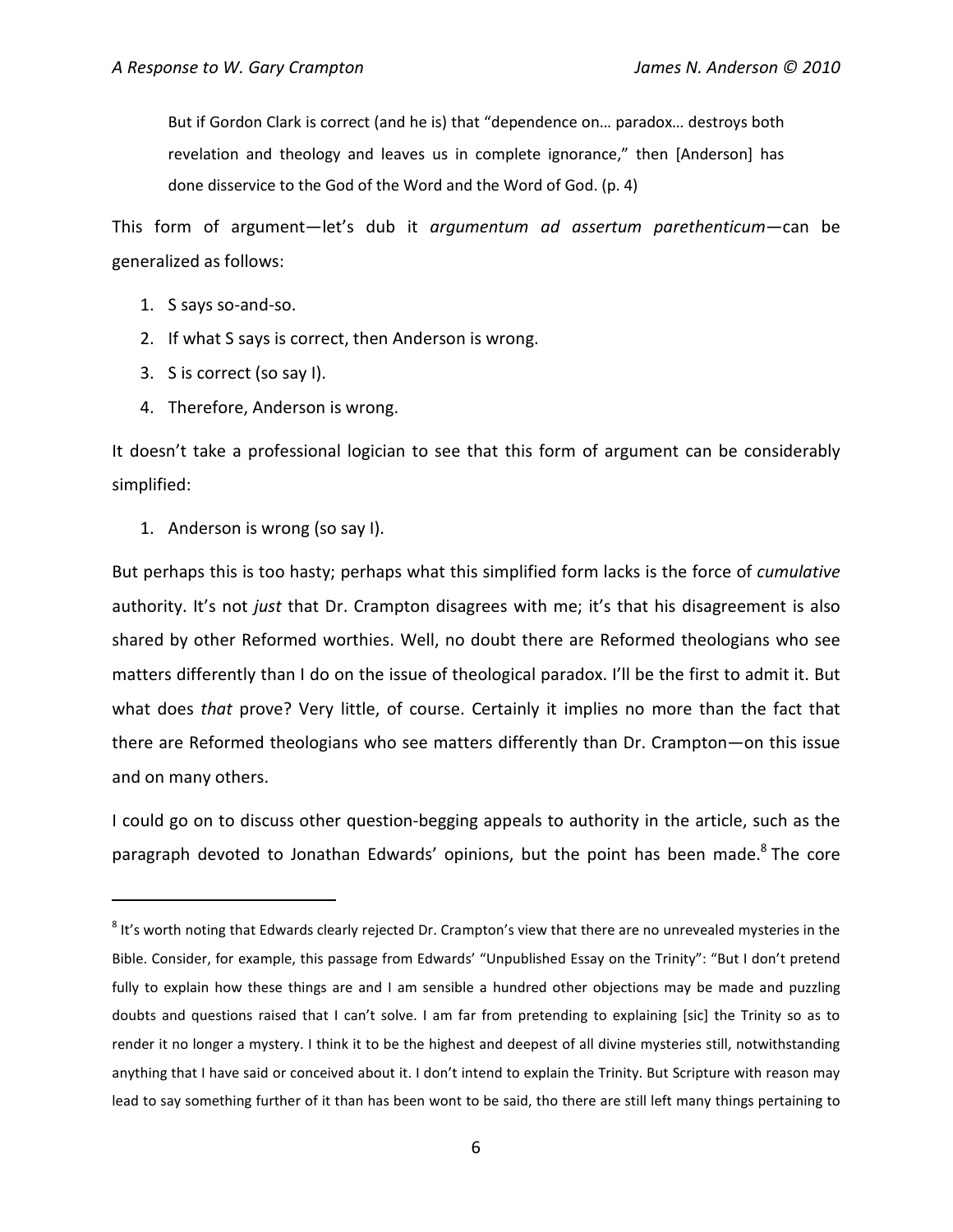> But if Gordon Clark is correct (and he is) that "dependence on… paradox… destroys both revelation and theology and leaves us in complete ignorance," then [Anderson] has done disservice to the God of the Word and the Word of God. (p. 4)

This form of argument—let's dub it *argumentum ad assertum parethenticum*—can be generalized as follows:

1. S says so-and-so.
2. If what S says is correct, then Anderson is wrong.
3. S is correct (so say I).
4. Therefore, Anderson is wrong.

It doesn't take a professional logician to see that this form of argument can be considerably simplified:

1. Anderson is wrong (so say I).

But perhaps this is too hasty; perhaps what this simplified form lacks is the force of *cumulative* authority. It's not *just* that Dr. Crampton disagrees with me; it's that his disagreement is also shared by other Reformed worthies. Well, no doubt there are Reformed theologians who see matters differently than I do on the issue of theological paradox. I'll be the first to admit it. But what does *that* prove? Very little, of course. Certainly it implies no more than the fact that there are Reformed theologians who see matters differently than Dr. Crampton—on this issue and on many others.

I could go on to discuss other question-begging appeals to authority in the article, such as the paragraph devoted to Jonathan Edwards' opinions, but the point has been made.[8] The core

---

[8] It's worth noting that Edwards clearly rejected Dr. Crampton's view that there are no unrevealed mysteries in the Bible. Consider, for example, this passage from Edwards' "Unpublished Essay on the Trinity": "But I don't pretend fully to explain how these things are and I am sensible a hundred other objections may be made and puzzling doubts and questions raised that I can't solve. I am far from pretending to explaining [sic] the Trinity so as to render it no longer a mystery. I think it to be the highest and deepest of all divine mysteries still, notwithstanding anything that I have said or conceived about it. I don't intend to explain the Trinity. But Scripture with reason may lead to say something further of it than has been wont to be said, tho there are still left many things pertaining to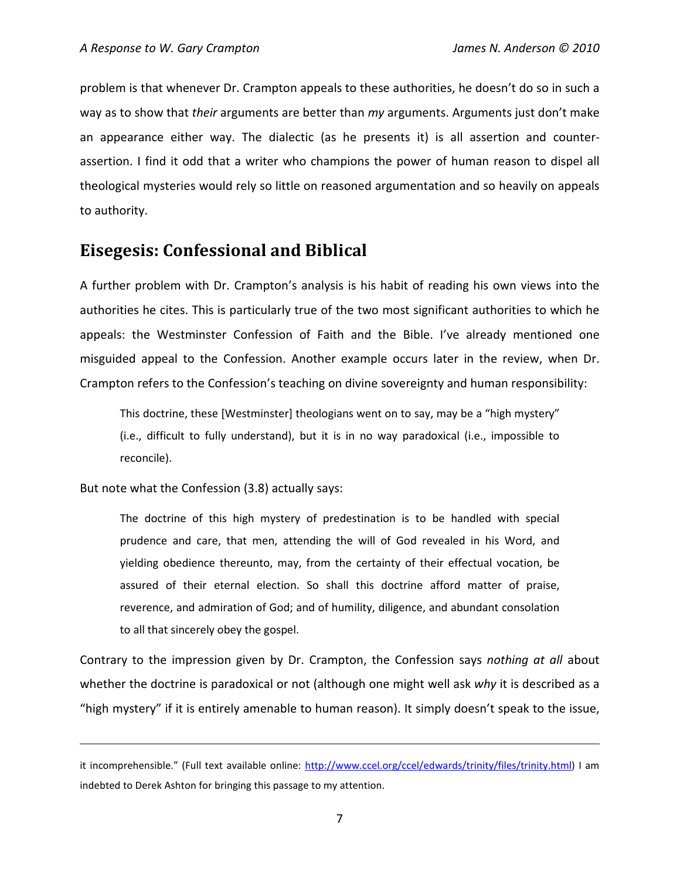problem is that whenever Dr. Crampton appeals to these authorities, he doesn't do so in such a way as to show that *their* arguments are better than *my* arguments. Arguments just don't make an appearance either way. The dialectic (as he presents it) is all assertion and counter-assertion. I find it odd that a writer who champions the power of human reason to dispel all theological mysteries would rely so little on reasoned argumentation and so heavily on appeals to authority.

## Eisegesis: Confessional and Biblical

A further problem with Dr. Crampton's analysis is his habit of reading his own views into the authorities he cites. This is particularly true of the two most significant authorities to which he appeals: the Westminster Confession of Faith and the Bible. I've already mentioned one misguided appeal to the Confession. Another example occurs later in the review, when Dr. Crampton refers to the Confession's teaching on divine sovereignty and human responsibility:

> This doctrine, these [Westminster] theologians went on to say, may be a "high mystery" (i.e., difficult to fully understand), but it is in no way paradoxical (i.e., impossible to reconcile).

But note what the Confession (3.8) actually says:

> The doctrine of this high mystery of predestination is to be handled with special prudence and care, that men, attending the will of God revealed in his Word, and yielding obedience thereunto, may, from the certainty of their effectual vocation, be assured of their eternal election. So shall this doctrine afford matter of praise, reverence, and admiration of God; and of humility, diligence, and abundant consolation to all that sincerely obey the gospel.

Contrary to the impression given by Dr. Crampton, the Confession says *nothing at all* about whether the doctrine is paradoxical or not (although one might well ask *why* it is described as a "high mystery" if it is entirely amenable to human reason). It simply doesn't speak to the issue,

---

it incomprehensible." (Full text available online: http://www.ccel.org/ccel/edwards/trinity/files/trinity.html) I am indebted to Derek Ashton for bringing this passage to my attention.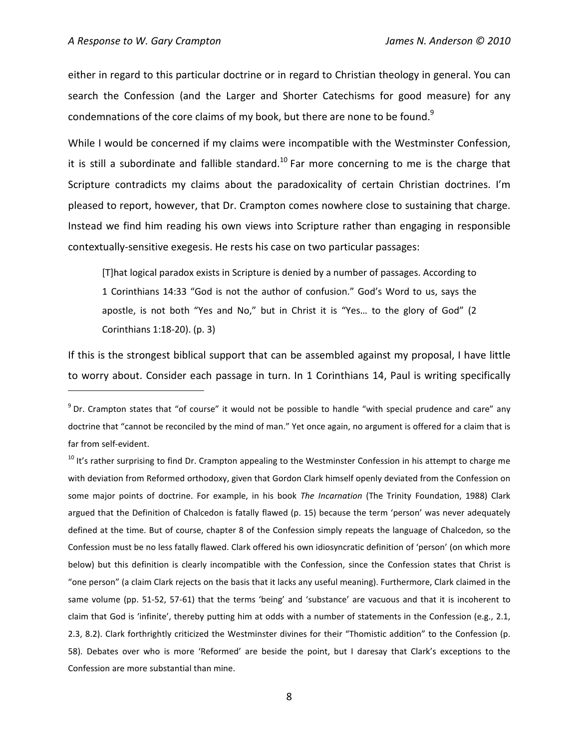either in regard to this particular doctrine or in regard to Christian theology in general. You can search the Confession (and the Larger and Shorter Catechisms for good measure) for any condemnations of the core claims of my book, but there are none to be found.[9]

While I would be concerned if my claims were incompatible with the Westminster Confession, it is still a subordinate and fallible standard.[10] Far more concerning to me is the charge that Scripture contradicts my claims about the paradoxicality of certain Christian doctrines. I'm pleased to report, however, that Dr. Crampton comes nowhere close to sustaining that charge. Instead we find him reading his own views into Scripture rather than engaging in responsible contextually-sensitive exegesis. He rests his case on two particular passages:

> [T]hat logical paradox exists in Scripture is denied by a number of passages. According to 1 Corinthians 14:33 "God is not the author of confusion." God's Word to us, says the apostle, is not both "Yes and No," but in Christ it is "Yes… to the glory of God" (2 Corinthians 1:18-20). (p. 3)

If this is the strongest biblical support that can be assembled against my proposal, I have little to worry about. Consider each passage in turn. In 1 Corinthians 14, Paul is writing specifically

---

[9] Dr. Crampton states that "of course" it would not be possible to handle "with special prudence and care" any doctrine that "cannot be reconciled by the mind of man." Yet once again, no argument is offered for a claim that is far from self-evident.

[10] It's rather surprising to find Dr. Crampton appealing to the Westminster Confession in his attempt to charge me with deviation from Reformed orthodoxy, given that Gordon Clark himself openly deviated from the Confession on some major points of doctrine. For example, in his book *The Incarnation* (The Trinity Foundation, 1988) Clark argued that the Definition of Chalcedon is fatally flawed (p. 15) because the term 'person' was never adequately defined at the time. But of course, chapter 8 of the Confession simply repeats the language of Chalcedon, so the Confession must be no less fatally flawed. Clark offered his own idiosyncratic definition of 'person' (on which more below) but this definition is clearly incompatible with the Confession, since the Confession states that Christ is "one person" (a claim Clark rejects on the basis that it lacks any useful meaning). Furthermore, Clark claimed in the same volume (pp. 51-52, 57-61) that the terms 'being' and 'substance' are vacuous and that it is incoherent to claim that God is 'infinite', thereby putting him at odds with a number of statements in the Confession (e.g., 2.1, 2.3, 8.2). Clark forthrightly criticized the Westminster divines for their "Thomistic addition" to the Confession (p. 58). Debates over who is more 'Reformed' are beside the point, but I daresay that Clark's exceptions to the Confession are more substantial than mine.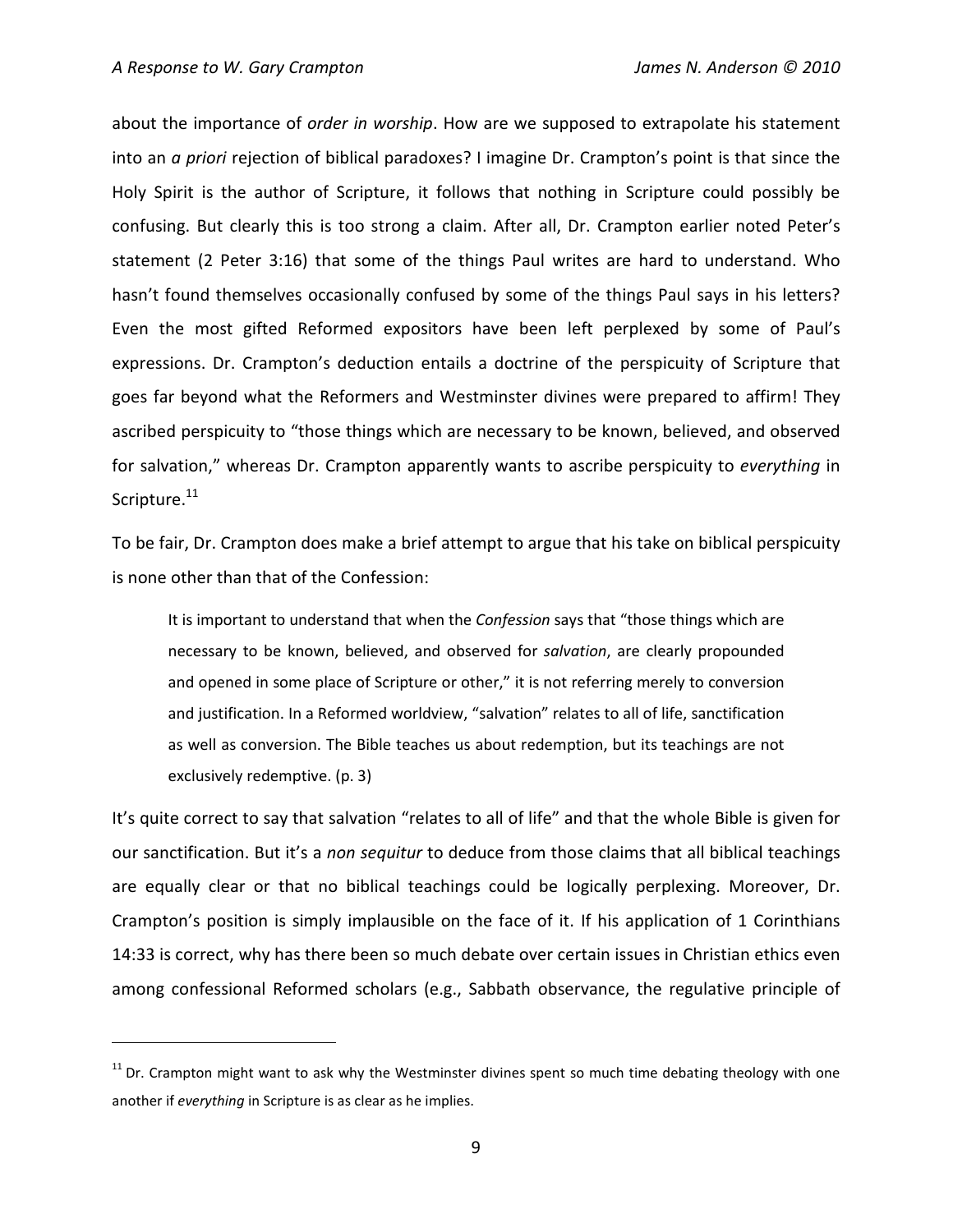about the importance of *order in worship*. How are we supposed to extrapolate his statement into an *a priori* rejection of biblical paradoxes? I imagine Dr. Crampton's point is that since the Holy Spirit is the author of Scripture, it follows that nothing in Scripture could possibly be confusing. But clearly this is too strong a claim. After all, Dr. Crampton earlier noted Peter's statement (2 Peter 3:16) that some of the things Paul writes are hard to understand. Who hasn't found themselves occasionally confused by some of the things Paul says in his letters? Even the most gifted Reformed expositors have been left perplexed by some of Paul's expressions. Dr. Crampton's deduction entails a doctrine of the perspicuity of Scripture that goes far beyond what the Reformers and Westminster divines were prepared to affirm! They ascribed perspicuity to "those things which are necessary to be known, believed, and observed for salvation," whereas Dr. Crampton apparently wants to ascribe perspicuity to *everything* in Scripture.[11]

To be fair, Dr. Crampton does make a brief attempt to argue that his take on biblical perspicuity is none other than that of the Confession:

> It is important to understand that when the *Confession* says that "those things which are necessary to be known, believed, and observed for *salvation*, are clearly propounded and opened in some place of Scripture or other," it is not referring merely to conversion and justification. In a Reformed worldview, "salvation" relates to all of life, sanctification as well as conversion. The Bible teaches us about redemption, but its teachings are not exclusively redemptive. (p. 3)

It's quite correct to say that salvation "relates to all of life" and that the whole Bible is given for our sanctification. But it's a *non sequitur* to deduce from those claims that all biblical teachings are equally clear or that no biblical teachings could be logically perplexing. Moreover, Dr. Crampton's position is simply implausible on the face of it. If his application of 1 Corinthians 14:33 is correct, why has there been so much debate over certain issues in Christian ethics even among confessional Reformed scholars (e.g., Sabbath observance, the regulative principle of

---

[11] Dr. Crampton might want to ask why the Westminster divines spent so much time debating theology with one another if *everything* in Scripture is as clear as he implies.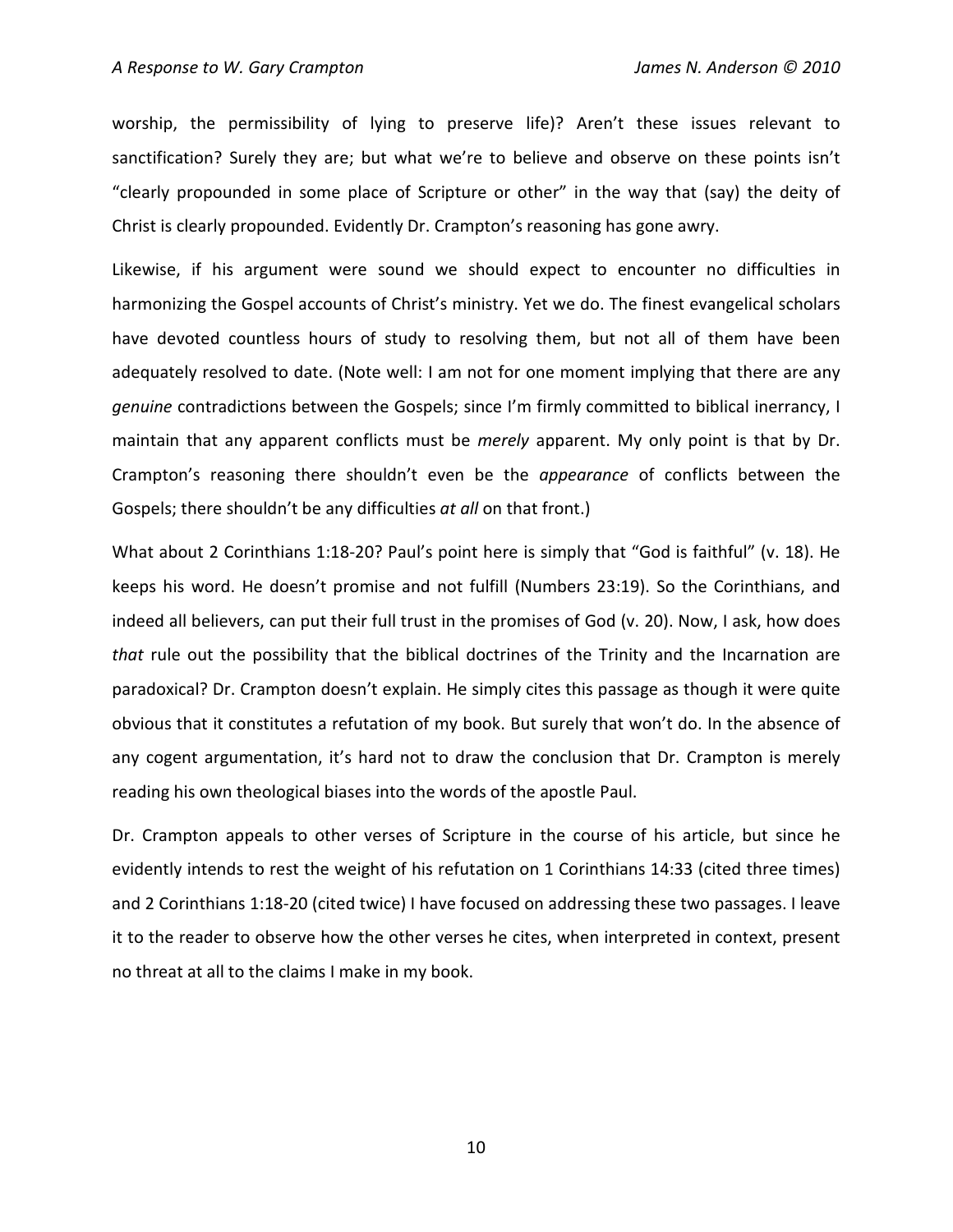worship, the permissibility of lying to preserve life)? Aren't these issues relevant to sanctification? Surely they are; but what we're to believe and observe on these points isn't "clearly propounded in some place of Scripture or other" in the way that (say) the deity of Christ is clearly propounded. Evidently Dr. Crampton's reasoning has gone awry.

Likewise, if his argument were sound we should expect to encounter no difficulties in harmonizing the Gospel accounts of Christ's ministry. Yet we do. The finest evangelical scholars have devoted countless hours of study to resolving them, but not all of them have been adequately resolved to date. (Note well: I am not for one moment implying that there are any *genuine* contradictions between the Gospels; since I'm firmly committed to biblical inerrancy, I maintain that any apparent conflicts must be *merely* apparent. My only point is that by Dr. Crampton's reasoning there shouldn't even be the *appearance* of conflicts between the Gospels; there shouldn't be any difficulties *at all* on that front.)

What about 2 Corinthians 1:18-20? Paul's point here is simply that "God is faithful" (v. 18). He keeps his word. He doesn't promise and not fulfill (Numbers 23:19). So the Corinthians, and indeed all believers, can put their full trust in the promises of God (v. 20). Now, I ask, how does *that* rule out the possibility that the biblical doctrines of the Trinity and the Incarnation are paradoxical? Dr. Crampton doesn't explain. He simply cites this passage as though it were quite obvious that it constitutes a refutation of my book. But surely that won't do. In the absence of any cogent argumentation, it's hard not to draw the conclusion that Dr. Crampton is merely reading his own theological biases into the words of the apostle Paul.

Dr. Crampton appeals to other verses of Scripture in the course of his article, but since he evidently intends to rest the weight of his refutation on 1 Corinthians 14:33 (cited three times) and 2 Corinthians 1:18-20 (cited twice) I have focused on addressing these two passages. I leave it to the reader to observe how the other verses he cites, when interpreted in context, present no threat at all to the claims I make in my book.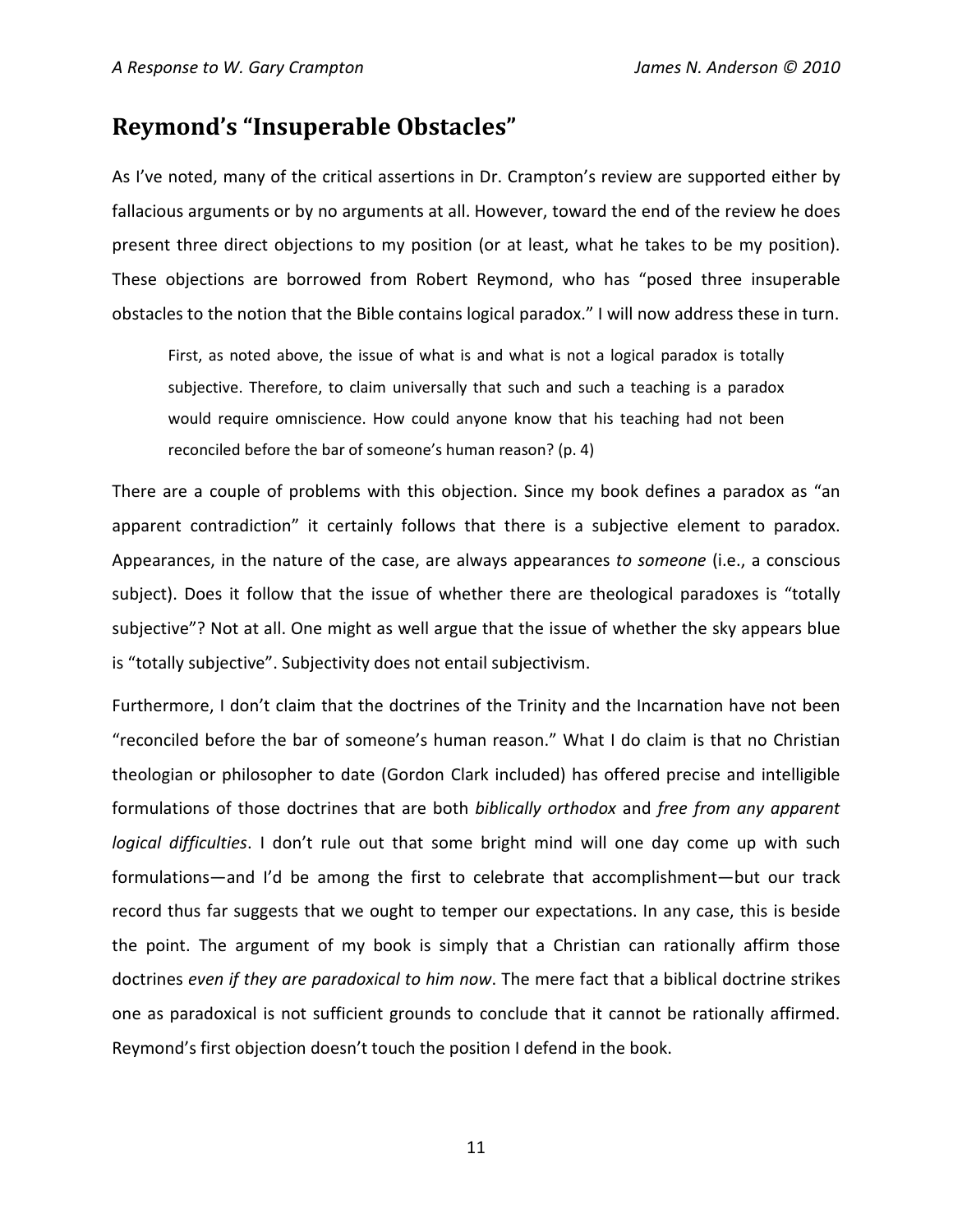## Reymond's "Insuperable Obstacles"

As I've noted, many of the critical assertions in Dr. Crampton's review are supported either by fallacious arguments or by no arguments at all. However, toward the end of the review he does present three direct objections to my position (or at least, what he takes to be my position). These objections are borrowed from Robert Reymond, who has "posed three insuperable obstacles to the notion that the Bible contains logical paradox." I will now address these in turn.

> First, as noted above, the issue of what is and what is not a logical paradox is totally subjective. Therefore, to claim universally that such and such a teaching is a paradox would require omniscience. How could anyone know that his teaching had not been reconciled before the bar of someone's human reason? (p. 4)

There are a couple of problems with this objection. Since my book defines a paradox as "an apparent contradiction" it certainly follows that there is a subjective element to paradox. Appearances, in the nature of the case, are always appearances *to someone* (i.e., a conscious subject). Does it follow that the issue of whether there are theological paradoxes is "totally subjective"? Not at all. One might as well argue that the issue of whether the sky appears blue is "totally subjective". Subjectivity does not entail subjectivism.

Furthermore, I don't claim that the doctrines of the Trinity and the Incarnation have not been "reconciled before the bar of someone's human reason." What I do claim is that no Christian theologian or philosopher to date (Gordon Clark included) has offered precise and intelligible formulations of those doctrines that are both *biblically orthodox* and *free from any apparent logical difficulties*. I don't rule out that some bright mind will one day come up with such formulations—and I'd be among the first to celebrate that accomplishment—but our track record thus far suggests that we ought to temper our expectations. In any case, this is beside the point. The argument of my book is simply that a Christian can rationally affirm those doctrines *even if they are paradoxical to him now*. The mere fact that a biblical doctrine strikes one as paradoxical is not sufficient grounds to conclude that it cannot be rationally affirmed. Reymond's first objection doesn't touch the position I defend in the book.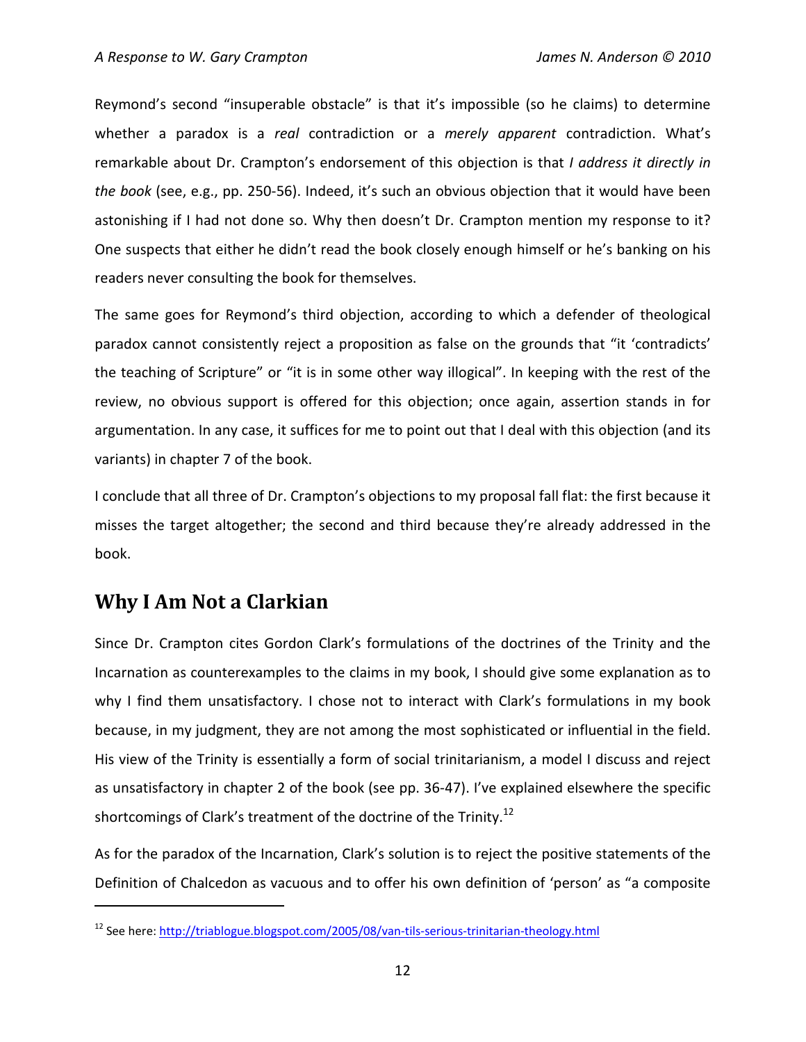Reymond's second "insuperable obstacle" is that it's impossible (so he claims) to determine whether a paradox is a *real* contradiction or a *merely apparent* contradiction. What's remarkable about Dr. Crampton's endorsement of this objection is that *I address it directly in the book* (see, e.g., pp. 250-56). Indeed, it's such an obvious objection that it would have been astonishing if I had not done so. Why then doesn't Dr. Crampton mention my response to it? One suspects that either he didn't read the book closely enough himself or he's banking on his readers never consulting the book for themselves.

The same goes for Reymond's third objection, according to which a defender of theological paradox cannot consistently reject a proposition as false on the grounds that "it 'contradicts' the teaching of Scripture" or "it is in some other way illogical". In keeping with the rest of the review, no obvious support is offered for this objection; once again, assertion stands in for argumentation. In any case, it suffices for me to point out that I deal with this objection (and its variants) in chapter 7 of the book.

I conclude that all three of Dr. Crampton's objections to my proposal fall flat: the first because it misses the target altogether; the second and third because they're already addressed in the book.

## Why I Am Not a Clarkian

Since Dr. Crampton cites Gordon Clark's formulations of the doctrines of the Trinity and the Incarnation as counterexamples to the claims in my book, I should give some explanation as to why I find them unsatisfactory. I chose not to interact with Clark's formulations in my book because, in my judgment, they are not among the most sophisticated or influential in the field. His view of the Trinity is essentially a form of social trinitarianism, a model I discuss and reject as unsatisfactory in chapter 2 of the book (see pp. 36-47). I've explained elsewhere the specific shortcomings of Clark's treatment of the doctrine of the Trinity.[12]

As for the paradox of the Incarnation, Clark's solution is to reject the positive statements of the Definition of Chalcedon as vacuous and to offer his own definition of 'person' as "a composite

[12] See here: http://triablogue.blogspot.com/2005/08/van-tils-serious-trinitarian-theology.html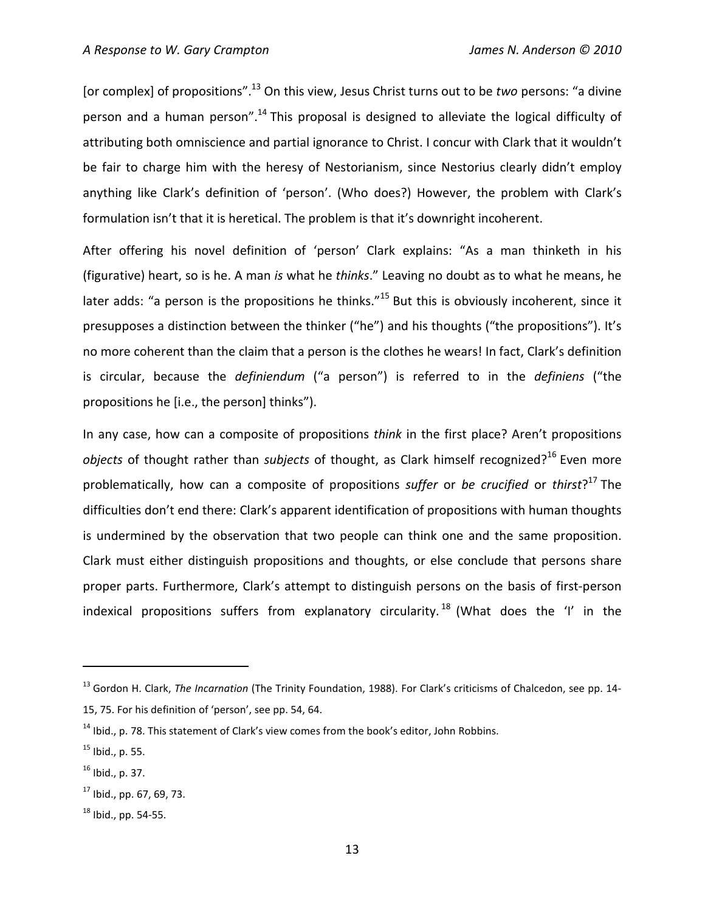[or complex] of propositions".[13] On this view, Jesus Christ turns out to be *two* persons: "a divine person and a human person".[14] This proposal is designed to alleviate the logical difficulty of attributing both omniscience and partial ignorance to Christ. I concur with Clark that it wouldn't be fair to charge him with the heresy of Nestorianism, since Nestorius clearly didn't employ anything like Clark's definition of 'person'. (Who does?) However, the problem with Clark's formulation isn't that it is heretical. The problem is that it's downright incoherent.

After offering his novel definition of 'person' Clark explains: "As a man thinketh in his (figurative) heart, so is he. A man *is* what he *thinks*." Leaving no doubt as to what he means, he later adds: "a person is the propositions he thinks."[15] But this is obviously incoherent, since it presupposes a distinction between the thinker ("he") and his thoughts ("the propositions"). It's no more coherent than the claim that a person is the clothes he wears! In fact, Clark's definition is circular, because the *definiendum* ("a person") is referred to in the *definiens* ("the propositions he [i.e., the person] thinks").

In any case, how can a composite of propositions *think* in the first place? Aren't propositions *objects* of thought rather than *subjects* of thought, as Clark himself recognized?[16] Even more problematically, how can a composite of propositions *suffer* or *be crucified* or *thirst*?[17] The difficulties don't end there: Clark's apparent identification of propositions with human thoughts is undermined by the observation that two people can think one and the same proposition. Clark must either distinguish propositions and thoughts, or else conclude that persons share proper parts. Furthermore, Clark's attempt to distinguish persons on the basis of first-person indexical propositions suffers from explanatory circularity.[18] (What does the 'I' in the

---

[13] Gordon H. Clark, *The Incarnation* (The Trinity Foundation, 1988). For Clark's criticisms of Chalcedon, see pp. 14-15, 75. For his definition of 'person', see pp. 54, 64.

[14] Ibid., p. 78. This statement of Clark's view comes from the book's editor, John Robbins.

[15] Ibid., p. 55.

[16] Ibid., p. 37.

[17] Ibid., pp. 67, 69, 73.

[18] Ibid., pp. 54-55.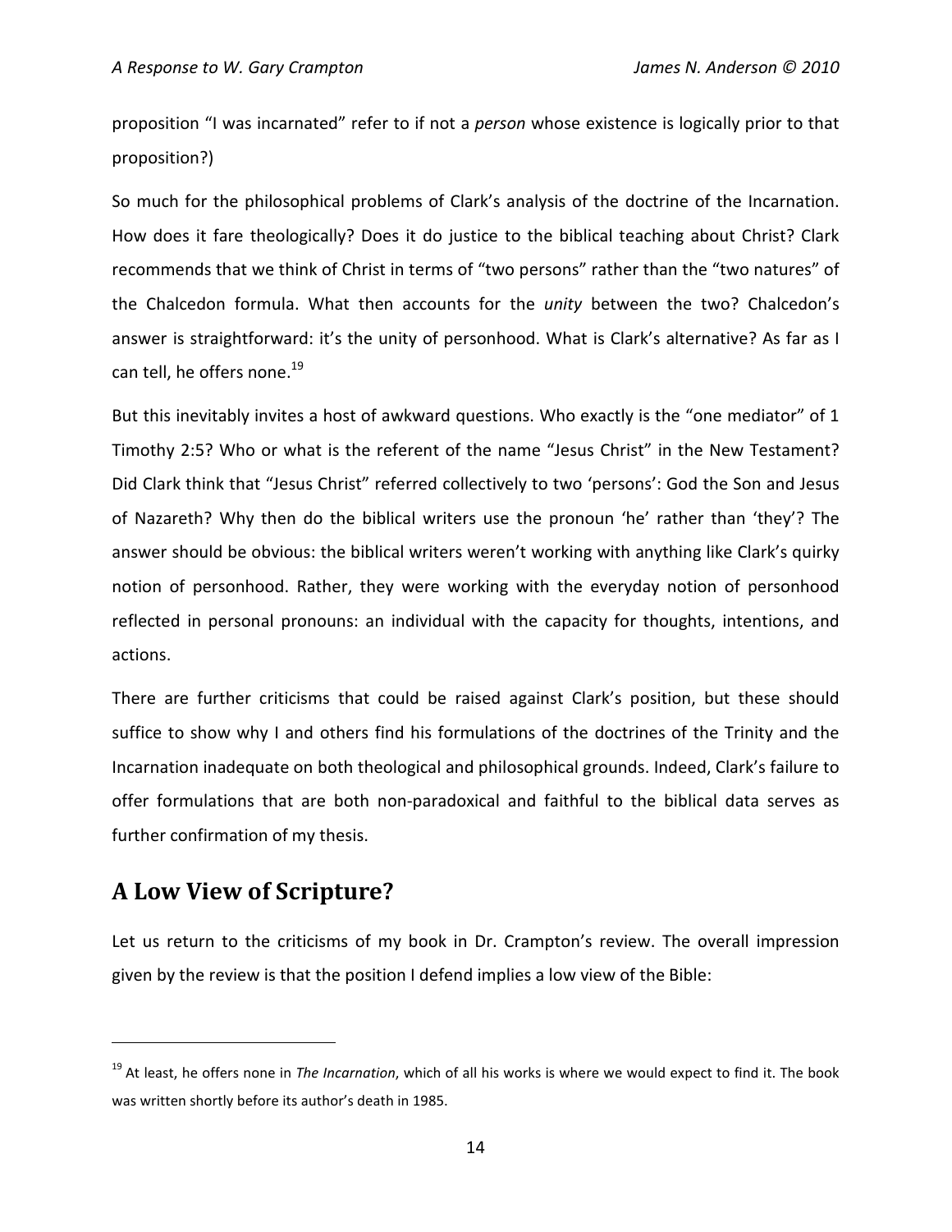proposition "I was incarnated" refer to if not a *person* whose existence is logically prior to that proposition?)

So much for the philosophical problems of Clark's analysis of the doctrine of the Incarnation. How does it fare theologically? Does it do justice to the biblical teaching about Christ? Clark recommends that we think of Christ in terms of "two persons" rather than the "two natures" of the Chalcedon formula. What then accounts for the *unity* between the two? Chalcedon's answer is straightforward: it's the unity of personhood. What is Clark's alternative? As far as I can tell, he offers none.[19]

But this inevitably invites a host of awkward questions. Who exactly is the "one mediator" of 1 Timothy 2:5? Who or what is the referent of the name "Jesus Christ" in the New Testament? Did Clark think that "Jesus Christ" referred collectively to two 'persons': God the Son and Jesus of Nazareth? Why then do the biblical writers use the pronoun 'he' rather than 'they'? The answer should be obvious: the biblical writers weren't working with anything like Clark's quirky notion of personhood. Rather, they were working with the everyday notion of personhood reflected in personal pronouns: an individual with the capacity for thoughts, intentions, and actions.

There are further criticisms that could be raised against Clark's position, but these should suffice to show why I and others find his formulations of the doctrines of the Trinity and the Incarnation inadequate on both theological and philosophical grounds. Indeed, Clark's failure to offer formulations that are both non-paradoxical and faithful to the biblical data serves as further confirmation of my thesis.

## A Low View of Scripture?

Let us return to the criticisms of my book in Dr. Crampton's review. The overall impression given by the review is that the position I defend implies a low view of the Bible:

---

[19] At least, he offers none in *The Incarnation*, which of all his works is where we would expect to find it. The book was written shortly before its author's death in 1985.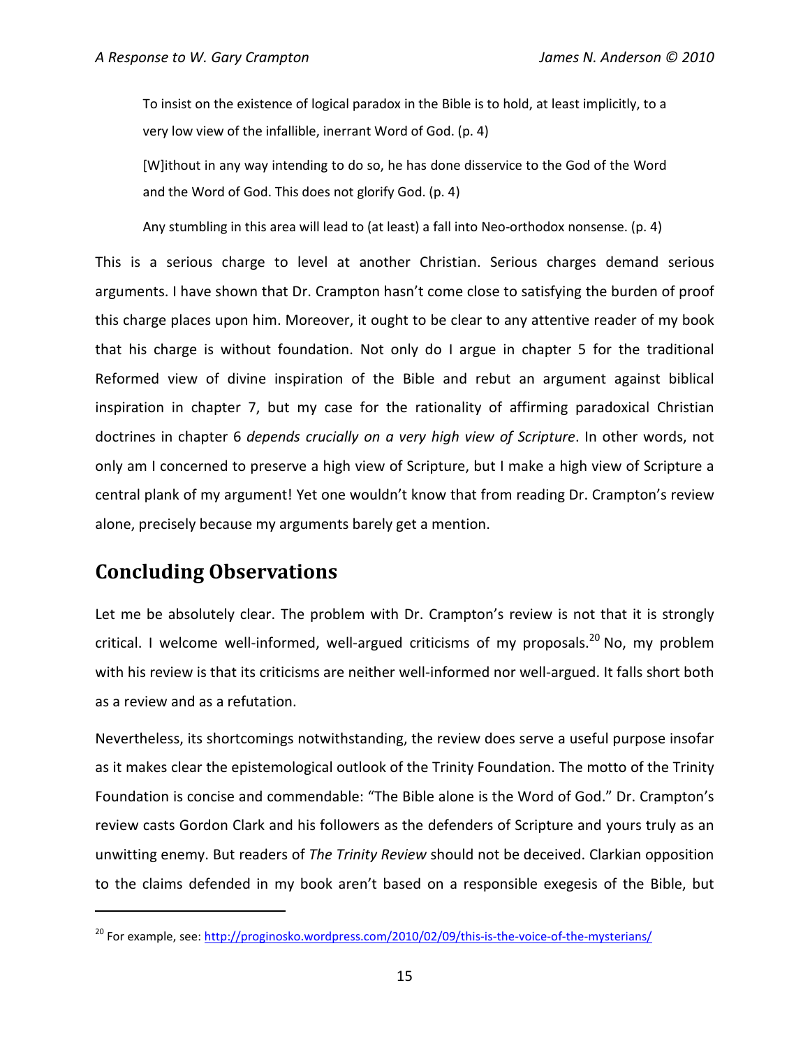> To insist on the existence of logical paradox in the Bible is to hold, at least implicitly, to a very low view of the infallible, inerrant Word of God. (p. 4)
>
> [W]ithout in any way intending to do so, he has done disservice to the God of the Word and the Word of God. This does not glorify God. (p. 4)
>
> Any stumbling in this area will lead to (at least) a fall into Neo-orthodox nonsense. (p. 4)

This is a serious charge to level at another Christian. Serious charges demand serious arguments. I have shown that Dr. Crampton hasn't come close to satisfying the burden of proof this charge places upon him. Moreover, it ought to be clear to any attentive reader of my book that his charge is without foundation. Not only do I argue in chapter 5 for the traditional Reformed view of divine inspiration of the Bible and rebut an argument against biblical inspiration in chapter 7, but my case for the rationality of affirming paradoxical Christian doctrines in chapter 6 *depends crucially on a very high view of Scripture*. In other words, not only am I concerned to preserve a high view of Scripture, but I make a high view of Scripture a central plank of my argument! Yet one wouldn't know that from reading Dr. Crampton's review alone, precisely because my arguments barely get a mention.

## Concluding Observations

Let me be absolutely clear. The problem with Dr. Crampton's review is not that it is strongly critical. I welcome well-informed, well-argued criticisms of my proposals.[20] No, my problem with his review is that its criticisms are neither well-informed nor well-argued. It falls short both as a review and as a refutation.

Nevertheless, its shortcomings notwithstanding, the review does serve a useful purpose insofar as it makes clear the epistemological outlook of the Trinity Foundation. The motto of the Trinity Foundation is concise and commendable: "The Bible alone is the Word of God." Dr. Crampton's review casts Gordon Clark and his followers as the defenders of Scripture and yours truly as an unwitting enemy. But readers of *The Trinity Review* should not be deceived. Clarkian opposition to the claims defended in my book aren't based on a responsible exegesis of the Bible, but

[20] For example, see: http://proginosko.wordpress.com/2010/02/09/this-is-the-voice-of-the-mysterians/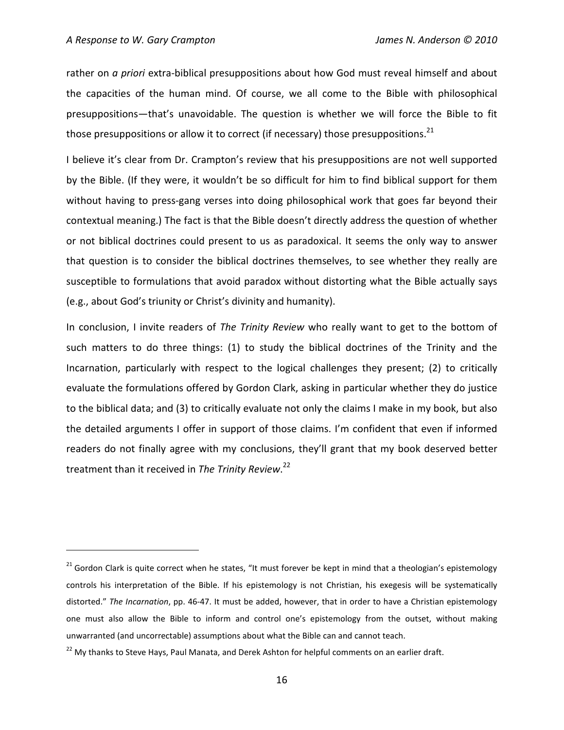rather on *a priori* extra-biblical presuppositions about how God must reveal himself and about the capacities of the human mind. Of course, we all come to the Bible with philosophical presuppositions—that's unavoidable. The question is whether we will force the Bible to fit those presuppositions or allow it to correct (if necessary) those presuppositions.[21]

I believe it's clear from Dr. Crampton's review that his presuppositions are not well supported by the Bible. (If they were, it wouldn't be so difficult for him to find biblical support for them without having to press-gang verses into doing philosophical work that goes far beyond their contextual meaning.) The fact is that the Bible doesn't directly address the question of whether or not biblical doctrines could present to us as paradoxical. It seems the only way to answer that question is to consider the biblical doctrines themselves, to see whether they really are susceptible to formulations that avoid paradox without distorting what the Bible actually says (e.g., about God's triunity or Christ's divinity and humanity).

In conclusion, I invite readers of *The Trinity Review* who really want to get to the bottom of such matters to do three things: (1) to study the biblical doctrines of the Trinity and the Incarnation, particularly with respect to the logical challenges they present; (2) to critically evaluate the formulations offered by Gordon Clark, asking in particular whether they do justice to the biblical data; and (3) to critically evaluate not only the claims I make in my book, but also the detailed arguments I offer in support of those claims. I'm confident that even if informed readers do not finally agree with my conclusions, they'll grant that my book deserved better treatment than it received in *The Trinity Review*.[22]

---

[21] Gordon Clark is quite correct when he states, "It must forever be kept in mind that a theologian's epistemology controls his interpretation of the Bible. If his epistemology is not Christian, his exegesis will be systematically distorted." *The Incarnation*, pp. 46-47. It must be added, however, that in order to have a Christian epistemology one must also allow the Bible to inform and control one's epistemology from the outset, without making unwarranted (and uncorrectable) assumptions about what the Bible can and cannot teach.

[22] My thanks to Steve Hays, Paul Manata, and Derek Ashton for helpful comments on an earlier draft.